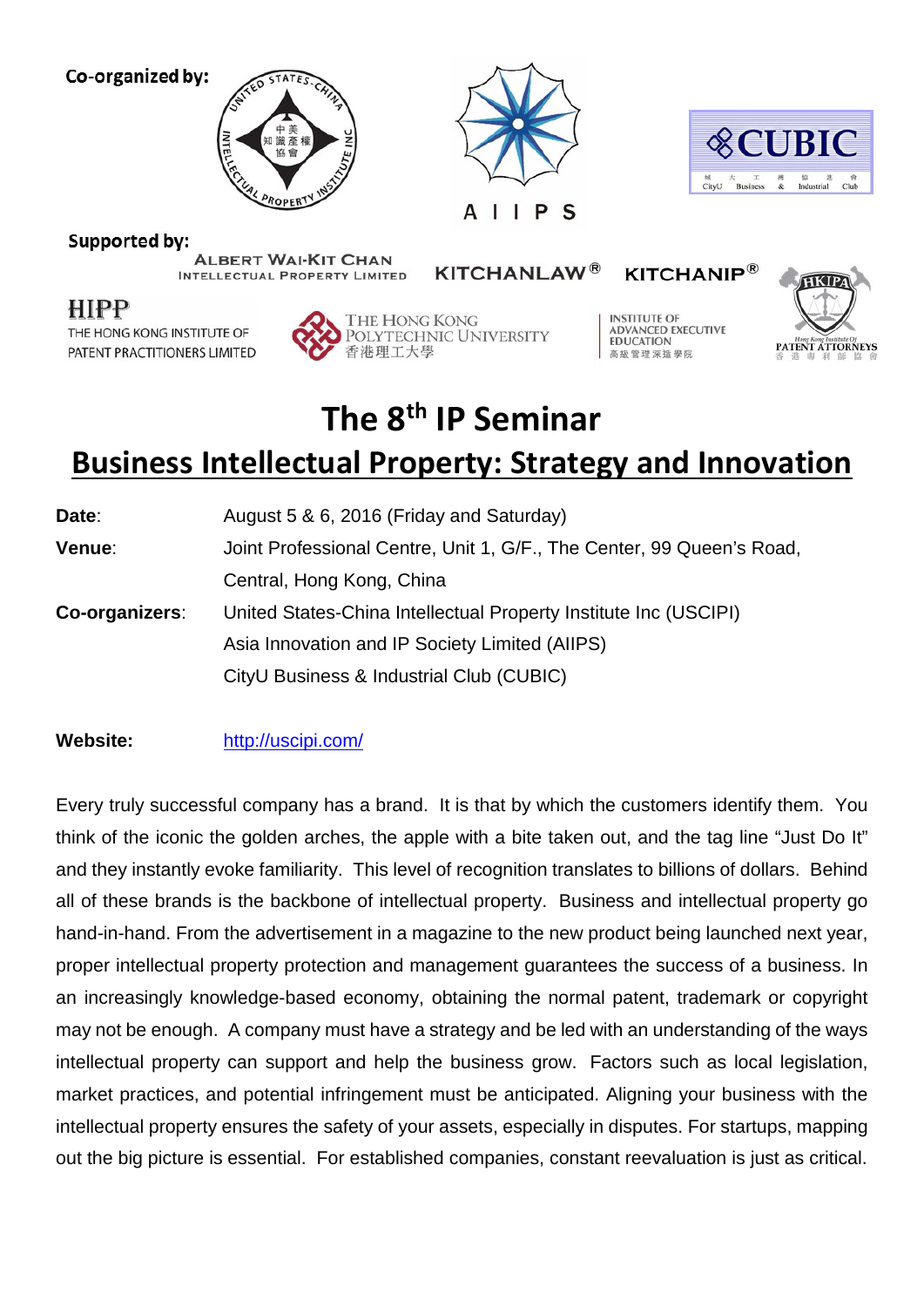**Co-organized by:**

A I I P S

CUBIC

**Supported by:**

ALBERT WAI-KIT CHAN INTELLECTUAL PROPERTY LIMITED

KITCHANLAW®

KITCHANIP®

HIPP THE HONG KONG INSTITUTE OF PATENT PRACTITIONERS LIMITED

THE HONG KONG POLYTECHNIC UNIVERSITY 香港理工大學

INSTITUTE OF ADVANCED EXECUTIVE EDUCATION 高級管理深造學院

HKIPA Hong Kong Institute Of PATENT ATTORNEYS 香港專利師協會

# The 8th IP Seminar

## Business Intellectual Property: Strategy and Innovation

**Date**: August 5 & 6, 2016 (Friday and Saturday)

**Venue**: Joint Professional Centre, Unit 1, G/F., The Center, 99 Queen's Road, Central, Hong Kong, China

**Co-organizers**: United States-China Intellectual Property Institute Inc (USCIPI)
Asia Innovation and IP Society Limited (AIIPS)
CityU Business & Industrial Club (CUBIC)

**Website:** http://uscipi.com/

Every truly successful company has a brand. It is that by which the customers identify them. You think of the iconic the golden arches, the apple with a bite taken out, and the tag line "Just Do It" and they instantly evoke familiarity. This level of recognition translates to billions of dollars. Behind all of these brands is the backbone of intellectual property. Business and intellectual property go hand-in-hand. From the advertisement in a magazine to the new product being launched next year, proper intellectual property protection and management guarantees the success of a business. In an increasingly knowledge-based economy, obtaining the normal patent, trademark or copyright may not be enough. A company must have a strategy and be led with an understanding of the ways intellectual property can support and help the business grow. Factors such as local legislation, market practices, and potential infringement must be anticipated. Aligning your business with the intellectual property ensures the safety of your assets, especially in disputes. For startups, mapping out the big picture is essential. For established companies, constant reevaluation is just as critical.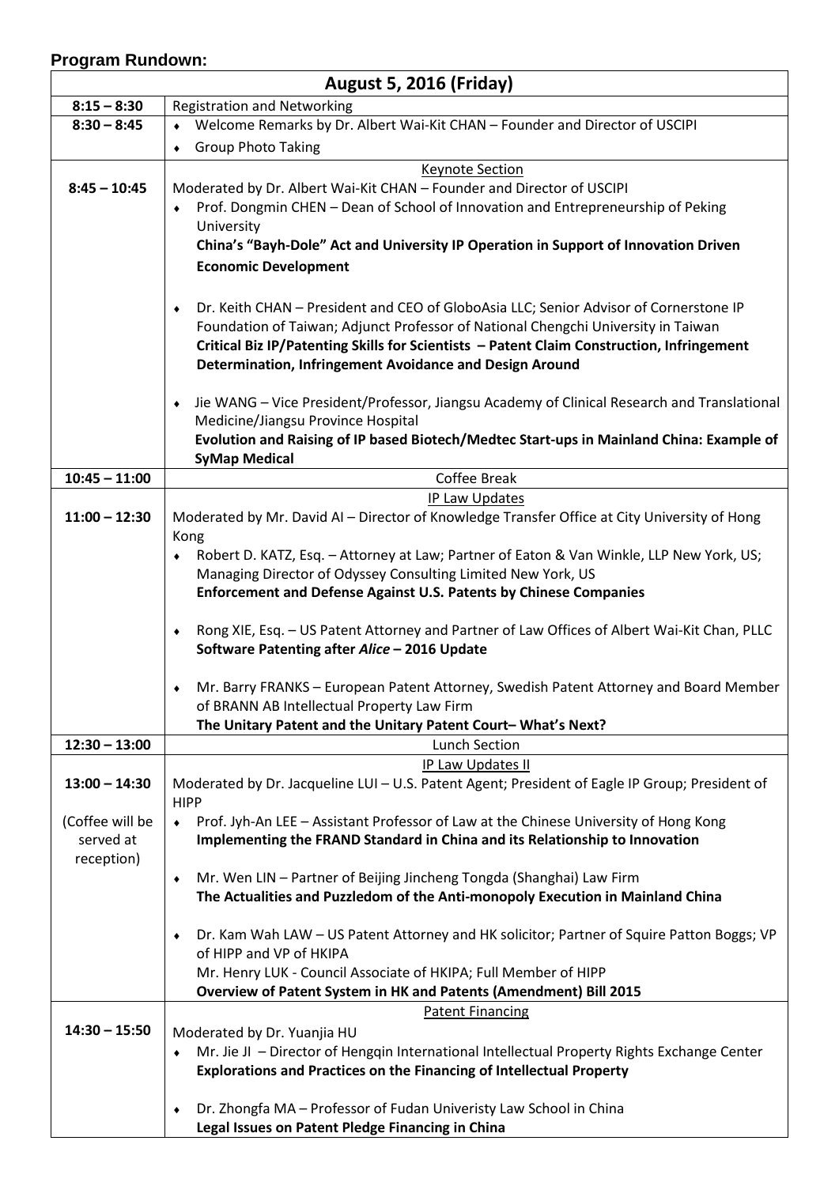**Program Rundown:**

| August 5, 2016 (Friday) | |
|---|---|
| **8:15 – 8:30** | Registration and Networking |
| **8:30 – 8:45** | ♦ Welcome Remarks by Dr. Albert Wai-Kit CHAN – Founder and Director of USCIPI<br>♦ Group Photo Taking |
| **8:45 – 10:45** | Keynote Section<br>Moderated by Dr. Albert Wai-Kit CHAN – Founder and Director of USCIPI<br>♦ Prof. Dongmin CHEN – Dean of School of Innovation and Entrepreneurship of Peking University<br>**China's "Bayh-Dole" Act and University IP Operation in Support of Innovation Driven Economic Development**<br><br>♦ Dr. Keith CHAN – President and CEO of GloboAsia LLC; Senior Advisor of Cornerstone IP Foundation of Taiwan; Adjunct Professor of National Chengchi University in Taiwan<br>**Critical Biz IP/Patenting Skills for Scientists – Patent Claim Construction, Infringement Determination, Infringement Avoidance and Design Around**<br><br>♦ Jie WANG – Vice President/Professor, Jiangsu Academy of Clinical Research and Translational Medicine/Jiangsu Province Hospital<br>**Evolution and Raising of IP based Biotech/Medtec Start-ups in Mainland China: Example of SyMap Medical** |
| **10:45 – 11:00** | Coffee Break |
| **11:00 – 12:30** | IP Law Updates<br>Moderated by Mr. David AI – Director of Knowledge Transfer Office at City University of Hong Kong<br>♦ Robert D. KATZ, Esq. – Attorney at Law; Partner of Eaton & Van Winkle, LLP New York, US; Managing Director of Odyssey Consulting Limited New York, US<br>**Enforcement and Defense Against U.S. Patents by Chinese Companies**<br><br>♦ Rong XIE, Esq. – US Patent Attorney and Partner of Law Offices of Albert Wai-Kit Chan, PLLC<br>**Software Patenting after *Alice* – 2016 Update**<br><br>♦ Mr. Barry FRANKS – European Patent Attorney, Swedish Patent Attorney and Board Member of BRANN AB Intellectual Property Law Firm<br>**The Unitary Patent and the Unitary Patent Court– What's Next?** |
| **12:30 – 13:00** | Lunch Section |
| **13:00 – 14:30**<br><br>(Coffee will be served at reception) | IP Law Updates II<br>Moderated by Dr. Jacqueline LUI – U.S. Patent Agent; President of Eagle IP Group; President of HIPP<br>♦ Prof. Jyh-An LEE – Assistant Professor of Law at the Chinese University of Hong Kong<br>**Implementing the FRAND Standard in China and its Relationship to Innovation**<br><br>♦ Mr. Wen LIN – Partner of Beijing Jincheng Tongda (Shanghai) Law Firm<br>**The Actualities and Puzzledom of the Anti-monopoly Execution in Mainland China**<br><br>♦ Dr. Kam Wah LAW – US Patent Attorney and HK solicitor; Partner of Squire Patton Boggs; VP of HIPP and VP of HKIPA<br>Mr. Henry LUK - Council Associate of HKIPA; Full Member of HIPP<br>**Overview of Patent System in HK and Patents (Amendment) Bill 2015** |
| **14:30 – 15:50** | Patent Financing<br>Moderated by Dr. Yuanjia HU<br>♦ Mr. Jie JI – Director of Hengqin International Intellectual Property Rights Exchange Center<br>**Explorations and Practices on the Financing of Intellectual Property**<br><br>♦ Dr. Zhongfa MA – Professor of Fudan Univeristy Law School in China<br>**Legal Issues on Patent Pledge Financing in China** |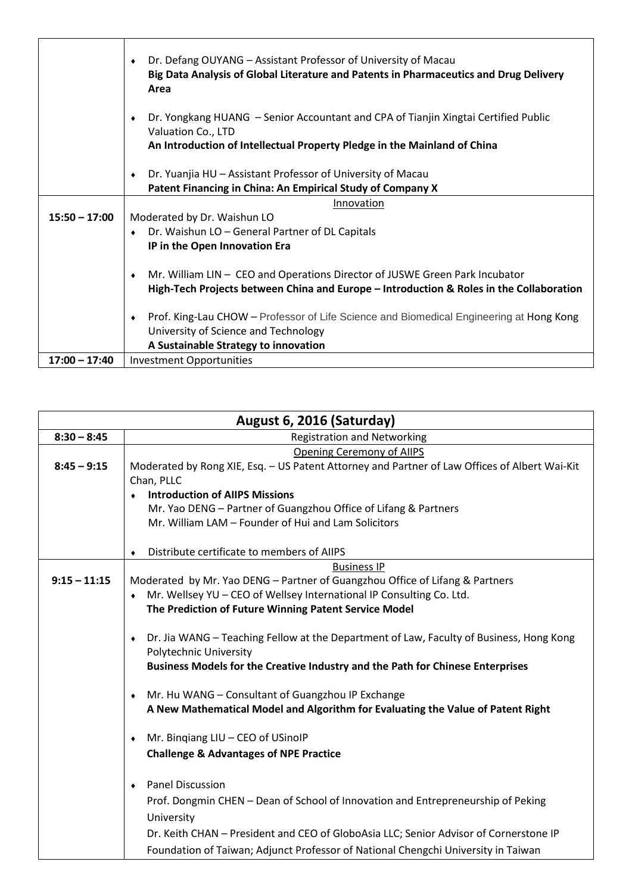| | |
|---|---|
| | • Dr. Defang OUYANG – Assistant Professor of University of Macau<br>**Big Data Analysis of Global Literature and Patents in Pharmaceutics and Drug Delivery Area**<br><br>• Dr. Yongkang HUANG – Senior Accountant and CPA of Tianjin Xingtai Certified Public Valuation Co., LTD<br>**An Introduction of Intellectual Property Pledge in the Mainland of China**<br><br>• Dr. Yuanjia HU – Assistant Professor of University of Macau<br>**Patent Financing in China: An Empirical Study of Company X** |
| **15:50 – 17:00** | Innovation<br>Moderated by Dr. Waishun LO<br>• Dr. Waishun LO – General Partner of DL Capitals<br>**IP in the Open Innovation Era**<br><br>• Mr. William LIN – CEO and Operations Director of JUSWE Green Park Incubator<br>**High-Tech Projects between China and Europe – Introduction & Roles in the Collaboration**<br><br>• Prof. King-Lau CHOW – Professor of Life Science and Biomedical Engineering at Hong Kong University of Science and Technology<br>**A Sustainable Strategy to innovation** |
| **17:00 – 17:40** | Investment Opportunities |

| **August 6, 2016 (Saturday)** | |
|---|---|
| **8:30 – 8:45** | Registration and Networking |
| **8:45 – 9:15** | Opening Ceremony of AIIPS<br>Moderated by Rong XIE, Esq. – US Patent Attorney and Partner of Law Offices of Albert Wai-Kit Chan, PLLC<br>• **Introduction of AIIPS Missions**<br>Mr. Yao DENG – Partner of Guangzhou Office of Lifang & Partners<br>Mr. William LAM – Founder of Hui and Lam Solicitors<br><br>• Distribute certificate to members of AIIPS |
| **9:15 – 11:15** | Business IP<br>Moderated by Mr. Yao DENG – Partner of Guangzhou Office of Lifang & Partners<br>• Mr. Wellsey YU – CEO of Wellsey International IP Consulting Co. Ltd.<br>**The Prediction of Future Winning Patent Service Model**<br><br>• Dr. Jia WANG – Teaching Fellow at the Department of Law, Faculty of Business, Hong Kong Polytechnic University<br>**Business Models for the Creative Industry and the Path for Chinese Enterprises**<br><br>• Mr. Hu WANG – Consultant of Guangzhou IP Exchange<br>**A New Mathematical Model and Algorithm for Evaluating the Value of Patent Right**<br><br>• Mr. Binqiang LIU – CEO of USinoIP<br>**Challenge & Advantages of NPE Practice**<br><br>• Panel Discussion<br>Prof. Dongmin CHEN – Dean of School of Innovation and Entrepreneurship of Peking University<br>Dr. Keith CHAN – President and CEO of GloboAsia LLC; Senior Advisor of Cornerstone IP Foundation of Taiwan; Adjunct Professor of National Chengchi University in Taiwan |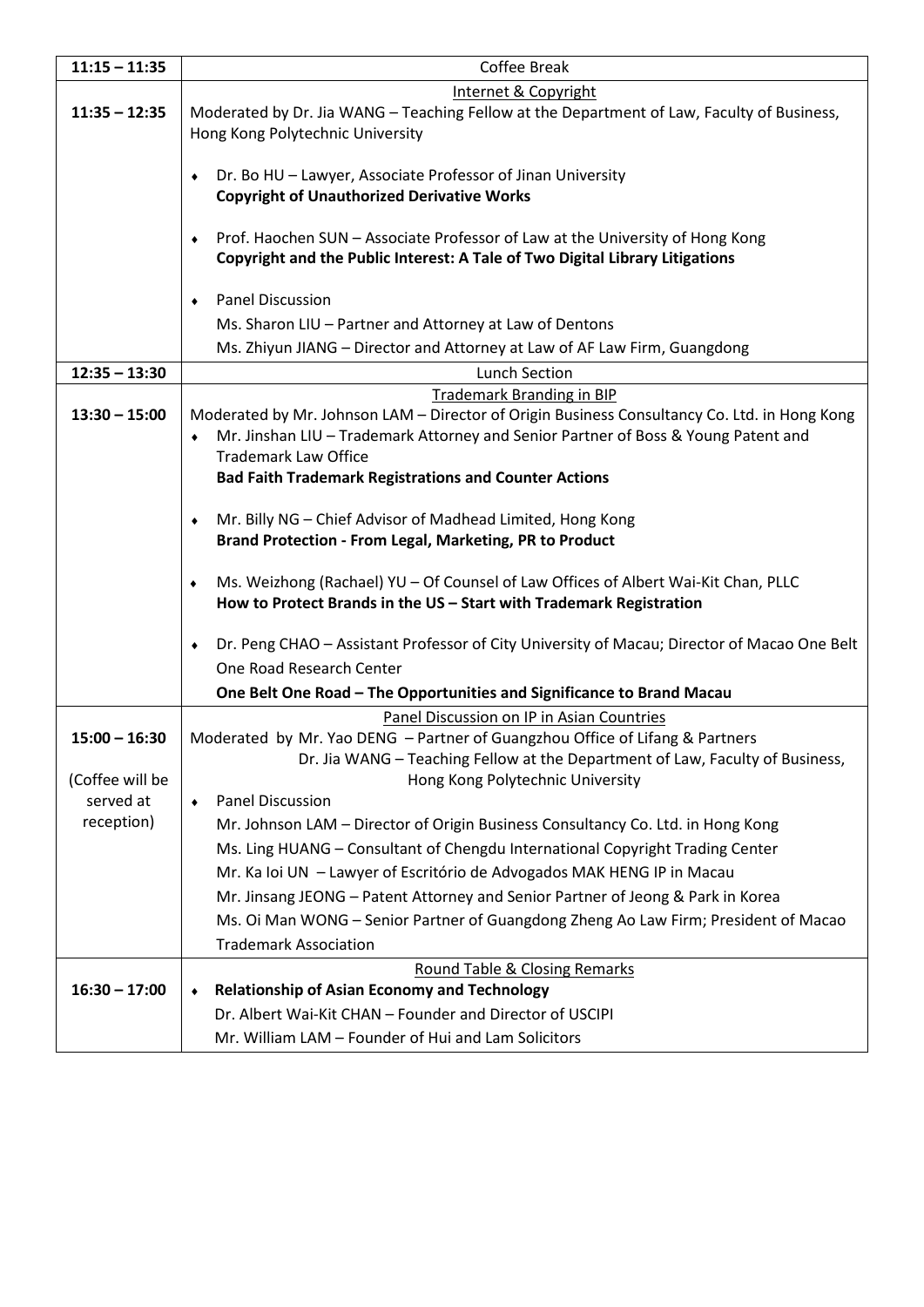| | |
|---|---|
| **11:15 – 11:35** | Coffee Break |
| **11:35 – 12:35** | Internet & Copyright<br>Moderated by Dr. Jia WANG – Teaching Fellow at the Department of Law, Faculty of Business, Hong Kong Polytechnic University<br><br>♦ Dr. Bo HU – Lawyer, Associate Professor of Jinan University<br>**Copyright of Unauthorized Derivative Works**<br><br>♦ Prof. Haochen SUN – Associate Professor of Law at the University of Hong Kong<br>**Copyright and the Public Interest: A Tale of Two Digital Library Litigations**<br><br>♦ Panel Discussion<br>Ms. Sharon LIU – Partner and Attorney at Law of Dentons<br>Ms. Zhiyun JIANG – Director and Attorney at Law of AF Law Firm, Guangdong |
| **12:35 – 13:30** | Lunch Section |
| **13:30 – 15:00** | Trademark Branding in BIP<br>Moderated by Mr. Johnson LAM – Director of Origin Business Consultancy Co. Ltd. in Hong Kong<br>♦ Mr. Jinshan LIU – Trademark Attorney and Senior Partner of Boss & Young Patent and Trademark Law Office<br>**Bad Faith Trademark Registrations and Counter Actions**<br><br>♦ Mr. Billy NG – Chief Advisor of Madhead Limited, Hong Kong<br>**Brand Protection - From Legal, Marketing, PR to Product**<br><br>♦ Ms. Weizhong (Rachael) YU – Of Counsel of Law Offices of Albert Wai-Kit Chan, PLLC<br>**How to Protect Brands in the US – Start with Trademark Registration**<br><br>♦ Dr. Peng CHAO – Assistant Professor of City University of Macau; Director of Macao One Belt One Road Research Center<br>**One Belt One Road – The Opportunities and Significance to Brand Macau** |
| **15:00 – 16:30**<br><br>(Coffee will be served at reception) | Panel Discussion on IP in Asian Countries<br>Moderated by Mr. Yao DENG – Partner of Guangzhou Office of Lifang & Partners<br>Dr. Jia WANG – Teaching Fellow at the Department of Law, Faculty of Business, Hong Kong Polytechnic University<br>♦ Panel Discussion<br>Mr. Johnson LAM – Director of Origin Business Consultancy Co. Ltd. in Hong Kong<br>Ms. Ling HUANG – Consultant of Chengdu International Copyright Trading Center<br>Mr. Ka Ioi UN – Lawyer of Escritório de Advogados MAK HENG IP in Macau<br>Mr. Jinsang JEONG – Patent Attorney and Senior Partner of Jeong & Park in Korea<br>Ms. Oi Man WONG – Senior Partner of Guangdong Zheng Ao Law Firm; President of Macao Trademark Association |
| **16:30 – 17:00** | Round Table & Closing Remarks<br>♦ **Relationship of Asian Economy and Technology**<br>Dr. Albert Wai-Kit CHAN – Founder and Director of USCIPI<br>Mr. William LAM – Founder of Hui and Lam Solicitors |